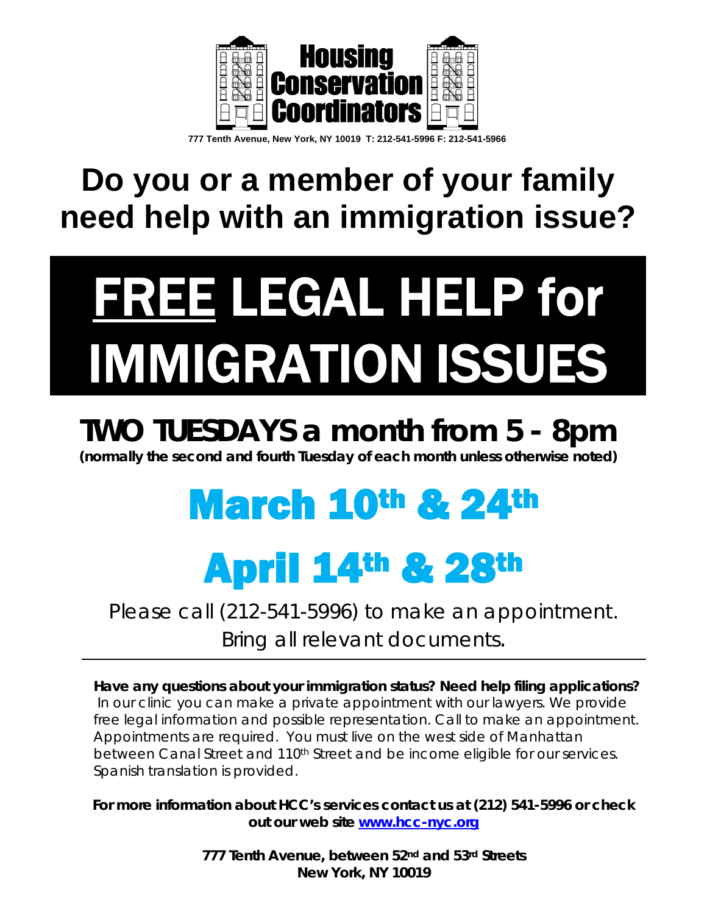**Housing Conservation Coordinators**

777 Tenth Avenue, New York, NY 10019 T: 212-541-5996 F: 212-541-5966

# Do you or a member of your family need help with an immigration issue?

# FREE LEGAL HELP for IMMIGRATION ISSUES

## TWO TUESDAYS a month from 5 - 8pm

**(normally the second and fourth Tuesday of each month unless otherwise noted)**

# March 10th & 24th

# April 14th & 28th

Please call (212-541-5996) to make an appointment. Bring all relevant documents.

---

**Have any questions about your immigration status? Need help filing applications?** In our clinic you can make a private appointment with our lawyers. We provide free legal information and possible representation. Call to make an appointment. Appointments are required. You must live on the west side of Manhattan between Canal Street and 110th Street and be income eligible for our services. Spanish translation is provided.

**For more information about HCC's services contact us at (212) 541-5996 or check out our web site [www.hcc-nyc.org](http://www.hcc-nyc.org)**

**777 Tenth Avenue, between 52nd and 53rd Streets**
**New York, NY 10019**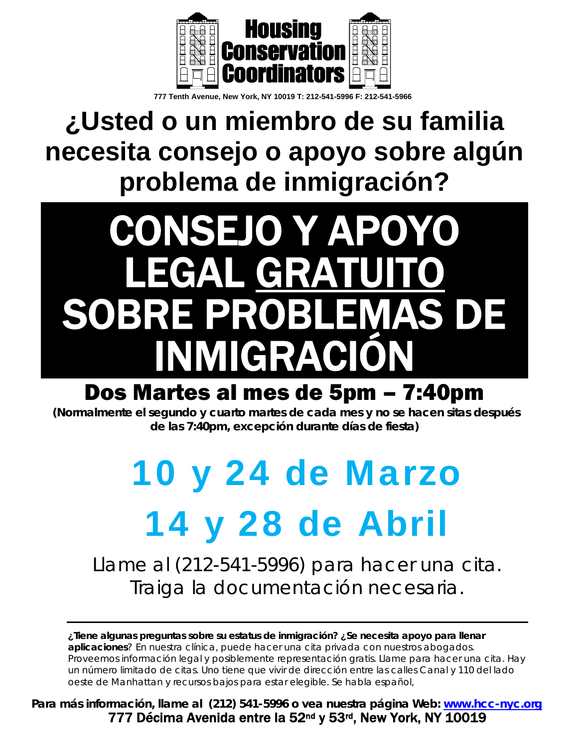**Housing Conservation Coordinators**

777 Tenth Avenue, New York, NY 10019 T: 212-541-5996 F: 212-541-5966

# ¿Usted o un miembro de su familia necesita consejo o apoyo sobre algún problema de inmigración?

# CONSEJO Y APOYO LEGAL GRATUITO SOBRE PROBLEMAS DE INMIGRACIÓN

## Dos Martes al mes de 5pm – 7:40pm

**(Normalmente el segundo y cuarto martes de cada mes y no se hacen sitas después de las 7:40pm, excepción durante días de fiesta)**

# 10 y 24 de Marzo

# 14 y 28 de Abril

Llame al (212-541-5996) para hacer una cita.
Traiga la documentación necesaria.

---

**¿Tiene algunas preguntas sobre su estatus de inmigración? ¿Se necesita apoyo para llenar aplicaciones**? En nuestra clínica, puede hacer una cita privada con nuestros abogados. Proveemos información legal y posiblemente representación gratis. Llame para hacer una cita. Hay un número limitado de citas. Uno tiene que vivir de dirección entre las calles Canal y 110 del lado oeste de Manhattan y recursos bajos para estar elegible. Se habla español,

**Para más información, llame al (212) 541-5996 o vea nuestra página Web: www.hcc-nyc.org**
**777 Décima Avenida entre la 52nd y 53rd, New York, NY 10019**